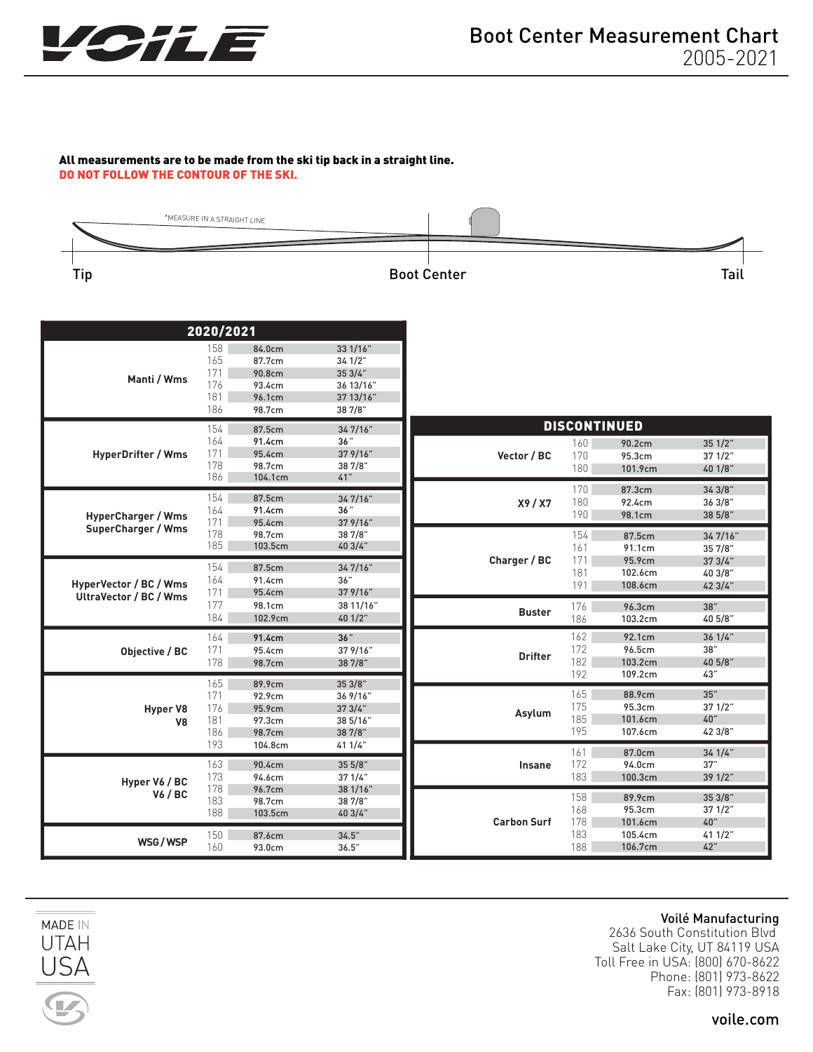# Boot Center Measurement Chart
## 2005-2021

**All measurements are to be made from the ski tip back in a straight line.**
**DO NOT FOLLOW THE CONTOUR OF THE SKI.**

*MEASURE IN A STRAIGHT LINE

Tip — Boot Center — Tail

## 2020/2021

| Model | Length | cm | in |
|---|---|---|---|
| Manti / Wms | 158 | 84.0cm | 33 1/16" |
| | 165 | 87.7cm | 34 1/2" |
| | 171 | 90.8cm | 35 3/4" |
| | 176 | 93.4cm | 36 13/16" |
| | 181 | 96.1cm | 37 13/16" |
| | 186 | 98.7cm | 38 7/8" |
| HyperDrifter / Wms | 154 | 87.5cm | 34 7/16" |
| | 164 | 91.4cm | 36" |
| | 171 | 95.4cm | 37 9/16" |
| | 178 | 98.7cm | 38 7/8" |
| | 186 | 104.1cm | 41" |
| HyperCharger / Wms SuperCharger / Wms | 154 | 87.5cm | 34 7/16" |
| | 164 | 91.4cm | 36" |
| | 171 | 95.4cm | 37 9/16" |
| | 178 | 98.7cm | 38 7/8" |
| | 185 | 103.5cm | 40 3/4" |
| HyperVector / BC / Wms UltraVector / BC / Wms | 154 | 87.5cm | 34 7/16" |
| | 164 | 91.4cm | 36" |
| | 171 | 95.4cm | 37 9/16" |
| | 177 | 98.1cm | 38 11/16" |
| | 184 | 102.9cm | 40 1/2" |
| Objective / BC | 164 | 91.4cm | 36" |
| | 171 | 95.4cm | 37 9/16" |
| | 178 | 98.7cm | 38 7/8" |
| Hyper V8 V8 | 165 | 89.9cm | 35 3/8" |
| | 171 | 92.9cm | 36 9/16" |
| | 176 | 95.9cm | 37 3/4" |
| | 181 | 97.3cm | 38 5/16" |
| | 186 | 98.7cm | 38 7/8" |
| | 193 | 104.8cm | 41 1/4" |
| Hyper V6 / BC V6 / BC | 163 | 90.4cm | 35 5/8" |
| | 173 | 94.6cm | 37 1/4" |
| | 178 | 96.7cm | 38 1/16" |
| | 183 | 98.7cm | 38 7/8" |
| | 188 | 103.5cm | 40 3/4" |
| WSG / WSP | 150 | 87.6cm | 34.5" |
| | 160 | 93.0cm | 36.5" |

## DISCONTINUED

| Model | Length | cm | in |
|---|---|---|---|
| Vector / BC | 160 | 90.2cm | 35 1/2" |
| | 170 | 95.3cm | 37 1/2" |
| | 180 | 101.9cm | 40 1/8" |
| X9 / X7 | 170 | 87.3cm | 34 3/8" |
| | 180 | 92.4cm | 36 3/8" |
| | 190 | 98.1cm | 38 5/8" |
| Charger / BC | 154 | 87.5cm | 34 7/16" |
| | 161 | 91.1cm | 35 7/8" |
| | 171 | 95.9cm | 37 3/4" |
| | 181 | 102.6cm | 40 3/8" |
| | 191 | 108.6cm | 42 3/4" |
| Buster | 176 | 96.3cm | 38" |
| | 186 | 103.2cm | 40 5/8" |
| Drifter | 162 | 92.1cm | 36 1/4" |
| | 172 | 96.5cm | 38" |
| | 182 | 103.2cm | 40 5/8" |
| | 192 | 109.2cm | 43" |
| Asylum | 165 | 88.9cm | 35" |
| | 175 | 95.3cm | 37 1/2" |
| | 185 | 101.6cm | 40" |
| | 195 | 107.6cm | 42 3/8" |
| Insane | 161 | 87.0cm | 34 1/4" |
| | 172 | 94.0cm | 37" |
| | 183 | 100.3cm | 39 1/2" |
| Carbon Surf | 158 | 89.9cm | 35 3/8" |
| | 168 | 95.3cm | 37 1/2" |
| | 178 | 101.6cm | 40" |
| | 183 | 105.4cm | 41 1/2" |
| | 188 | 106.7cm | 42" |

MADE IN UTAH USA

**Voilé Manufacturing**
2636 South Constitution Blvd
Salt Lake City, UT 84119 USA
Toll Free in USA: (800) 670-8622
Phone: (801) 973-8622
Fax: (801) 973-8918

voile.com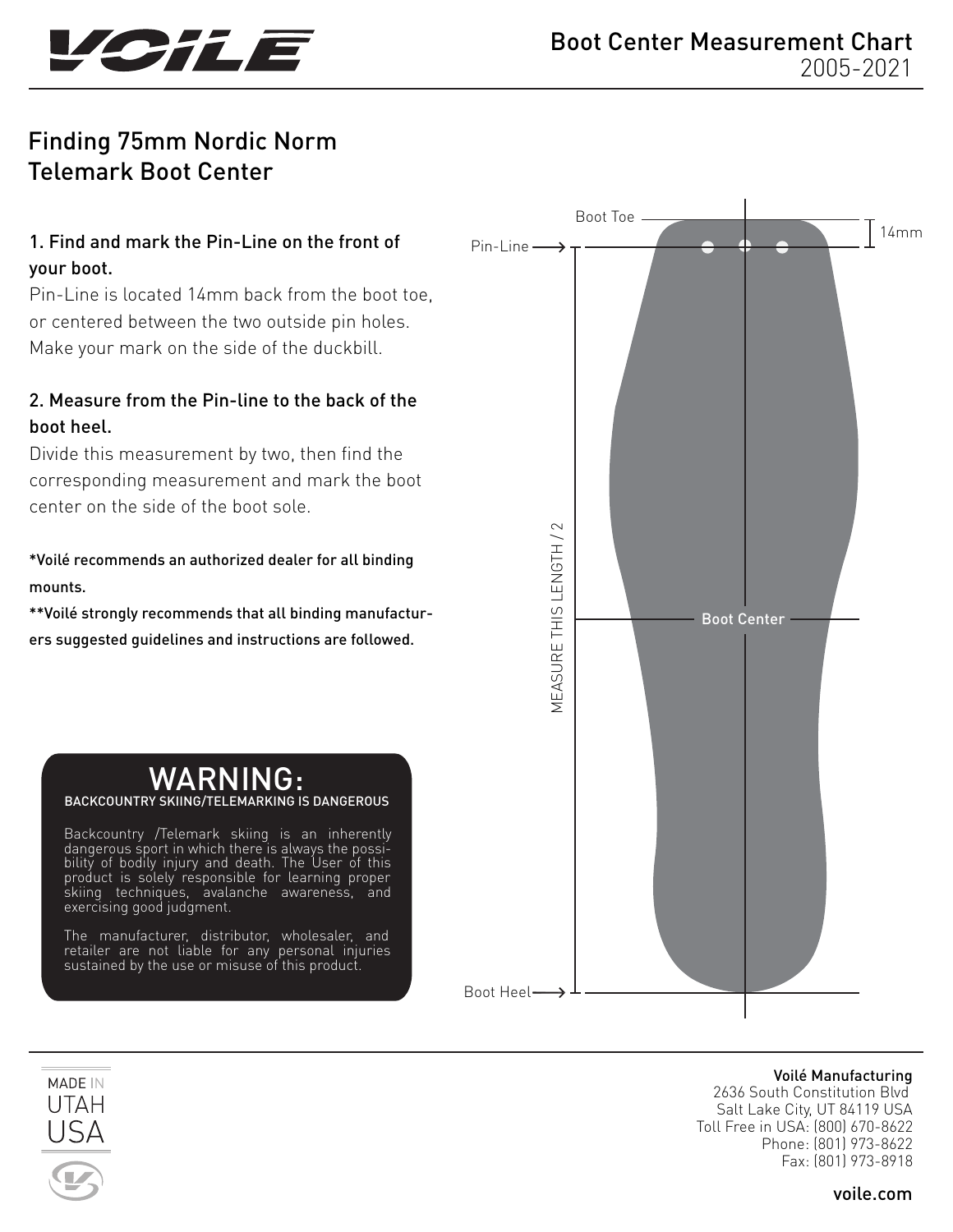# Boot Center Measurement Chart
2005-2021

## Finding 75mm Nordic Norm Telemark Boot Center

### 1. Find and mark the Pin-Line on the front of your boot.

Pin-Line is located 14mm back from the boot toe, or centered between the two outside pin holes. Make your mark on the side of the duckbill.

### 2. Measure from the Pin-line to the back of the boot heel.

Divide this measurement by two, then find the corresponding measurement and mark the boot center on the side of the boot sole.

**\*Voilé recommends an authorized dealer for all binding mounts.**

**\*\*Voilé strongly recommends that all binding manufacturers suggested guidelines and instructions are followed.**

Boot Toe

14mm

Pin-Line

MEASURE THIS LENGTH / 2

Boot Center

Boot Heel

## WARNING:

BACKCOUNTRY SKIING/TELEMARKING IS DANGEROUS

Backcountry /Telemark skiing is an inherently dangerous sport in which there is always the possibility of bodily injury and death. The User of this product is solely responsible for learning proper skiing techniques, avalanche awareness, and exercising good judgment.

The manufacturer, distributor, wholesaler, and retailer are not liable for any personal injuries sustained by the use or misuse of this product.

MADE IN UTAH USA

**Voilé Manufacturing**
2636 South Constitution Blvd
Salt Lake City, UT 84119 USA
Toll Free in USA: (800) 670-8622
Phone: (801) 973-8622
Fax: (801) 973-8918

voile.com